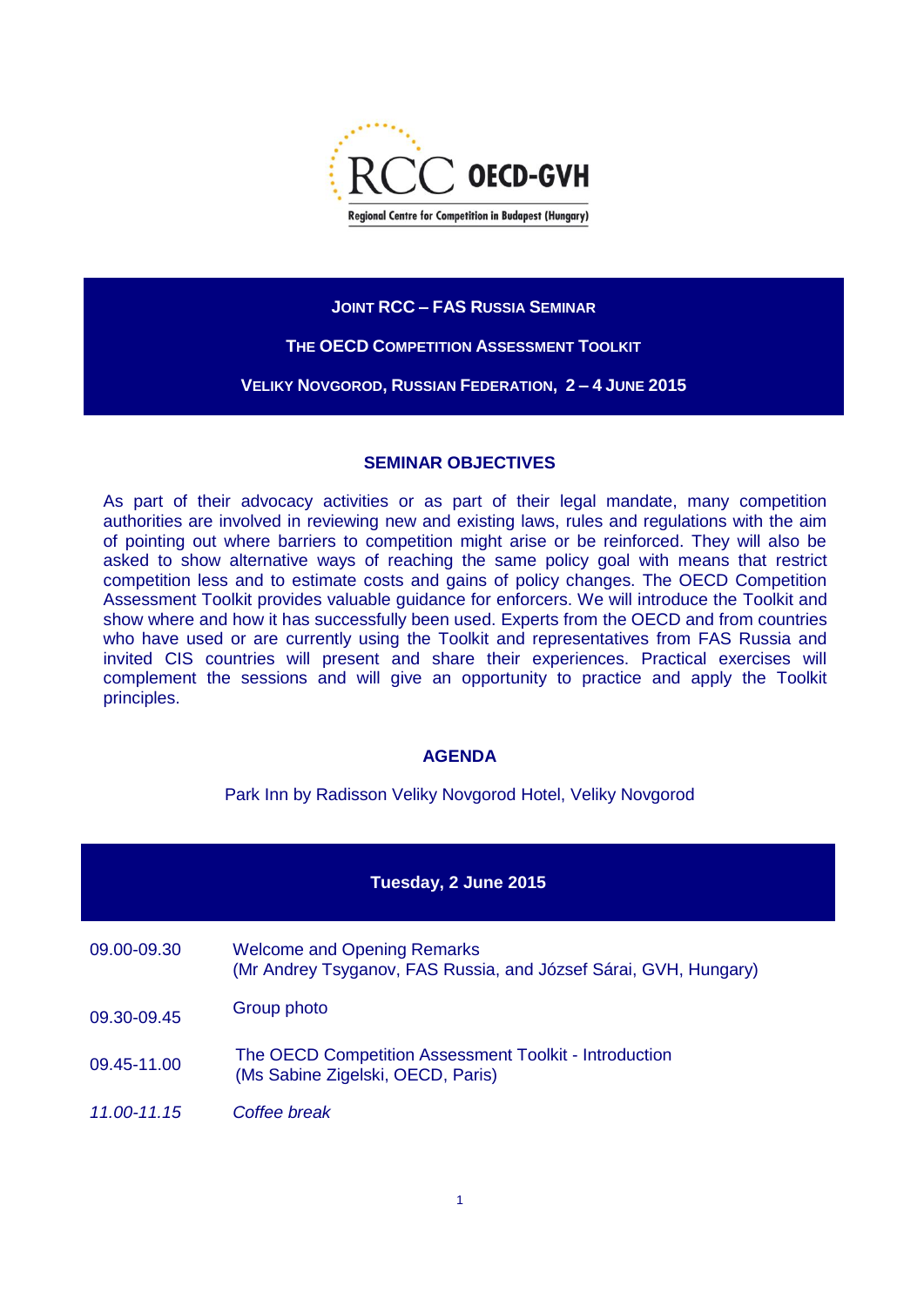RCC OECD-GVH

Regional Centre for Competition in Budapest (Hungary)

**JOINT RCC – FAS RUSSIA SEMINAR**

**THE OECD COMPETITION ASSESSMENT TOOLKIT**

**VELIKY NOVGOROD, RUSSIAN FEDERATION, 2 – 4 JUNE 2015**

## SEMINAR OBJECTIVES

As part of their advocacy activities or as part of their legal mandate, many competition authorities are involved in reviewing new and existing laws, rules and regulations with the aim of pointing out where barriers to competition might arise or be reinforced. They will also be asked to show alternative ways of reaching the same policy goal with means that restrict competition less and to estimate costs and gains of policy changes. The OECD Competition Assessment Toolkit provides valuable guidance for enforcers. We will introduce the Toolkit and show where and how it has successfully been used. Experts from the OECD and from countries who have used or are currently using the Toolkit and representatives from FAS Russia and invited CIS countries will present and share their experiences. Practical exercises will complement the sessions and will give an opportunity to practice and apply the Toolkit principles.

## AGENDA

Park Inn by Radisson Veliky Novgorod Hotel, Veliky Novgorod

### Tuesday, 2 June 2015

| | |
|---|---|
| 09.00-09.30 | Welcome and Opening Remarks<br>(Mr Andrey Tsyganov, FAS Russia, and József Sárai, GVH, Hungary) |
| 09.30-09.45 | Group photo |
| 09.45-11.00 | The OECD Competition Assessment Toolkit - Introduction<br>(Ms Sabine Zigelski, OECD, Paris) |
| *11.00-11.15* | *Coffee break* |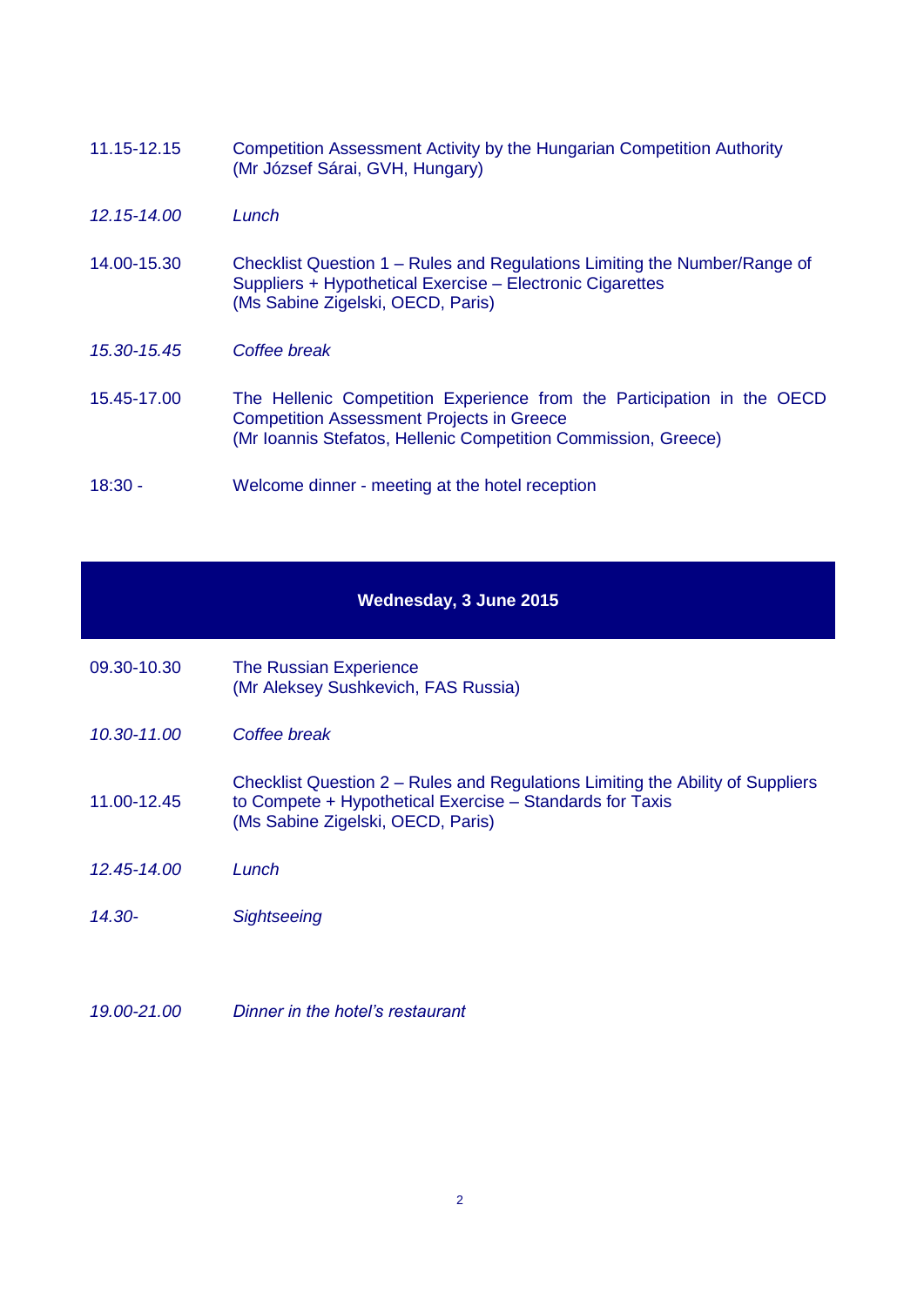| | |
|---|---|
| 11.15-12.15 | Competition Assessment Activity by the Hungarian Competition Authority<br>(Mr József Sárai, GVH, Hungary) |
| *12.15-14.00* | *Lunch* |
| 14.00-15.30 | Checklist Question 1 – Rules and Regulations Limiting the Number/Range of Suppliers + Hypothetical Exercise – Electronic Cigarettes<br>(Ms Sabine Zigelski, OECD, Paris) |
| *15.30-15.45* | *Coffee break* |
| 15.45-17.00 | The Hellenic Competition Experience from the Participation in the OECD Competition Assessment Projects in Greece<br>(Mr Ioannis Stefatos, Hellenic Competition Commission, Greece) |
| 18:30 - | Welcome dinner - meeting at the hotel reception |

## Wednesday, 3 June 2015

| | |
|---|---|
| 09.30-10.30 | The Russian Experience<br>(Mr Aleksey Sushkevich, FAS Russia) |
| *10.30-11.00* | *Coffee break* |
| 11.00-12.45 | Checklist Question 2 – Rules and Regulations Limiting the Ability of Suppliers to Compete + Hypothetical Exercise – Standards for Taxis<br>(Ms Sabine Zigelski, OECD, Paris) |
| *12.45-14.00* | *Lunch* |
| *14.30-* | *Sightseeing* |
| *19.00-21.00* | *Dinner in the hotel's restaurant* |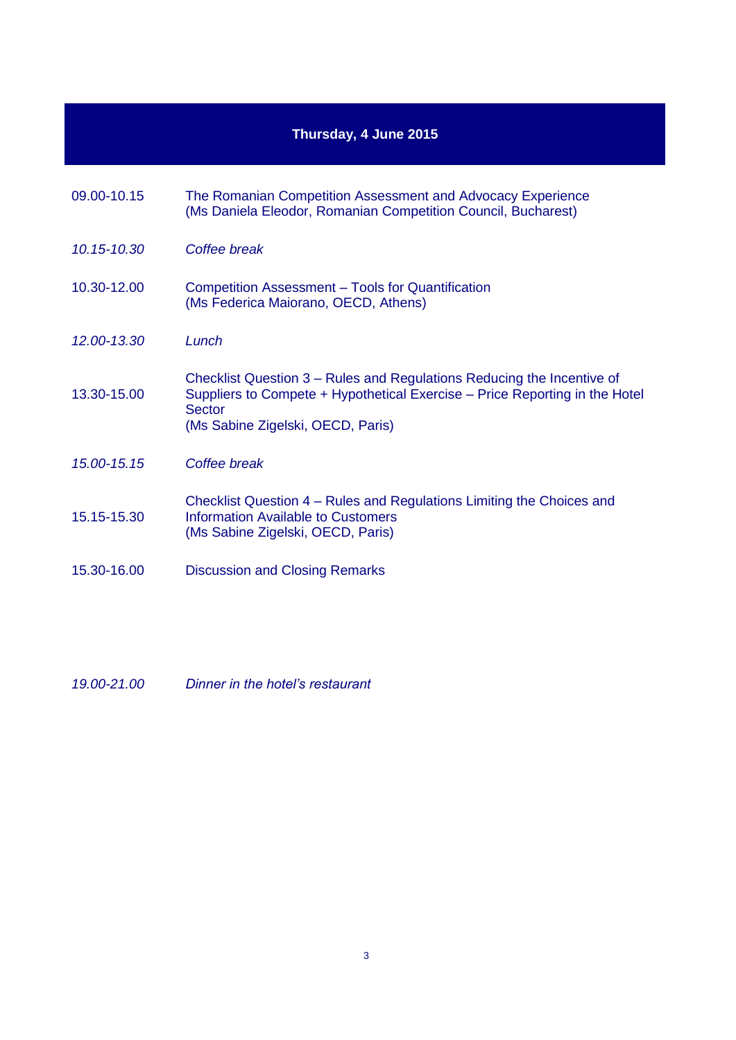## Thursday, 4 June 2015

| | |
|---|---|
| 09.00-10.15 | The Romanian Competition Assessment and Advocacy Experience<br>(Ms Daniela Eleodor, Romanian Competition Council, Bucharest) |
| *10.15-10.30* | *Coffee break* |
| 10.30-12.00 | Competition Assessment – Tools for Quantification<br>(Ms Federica Maiorano, OECD, Athens) |
| *12.00-13.30* | *Lunch* |
| 13.30-15.00 | Checklist Question 3 – Rules and Regulations Reducing the Incentive of Suppliers to Compete + Hypothetical Exercise – Price Reporting in the Hotel Sector<br>(Ms Sabine Zigelski, OECD, Paris) |
| *15.00-15.15* | *Coffee break* |
| 15.15-15.30 | Checklist Question 4 – Rules and Regulations Limiting the Choices and Information Available to Customers<br>(Ms Sabine Zigelski, OECD, Paris) |
| 15.30-16.00 | Discussion and Closing Remarks |
| *19.00-21.00* | *Dinner in the hotel's restaurant* |